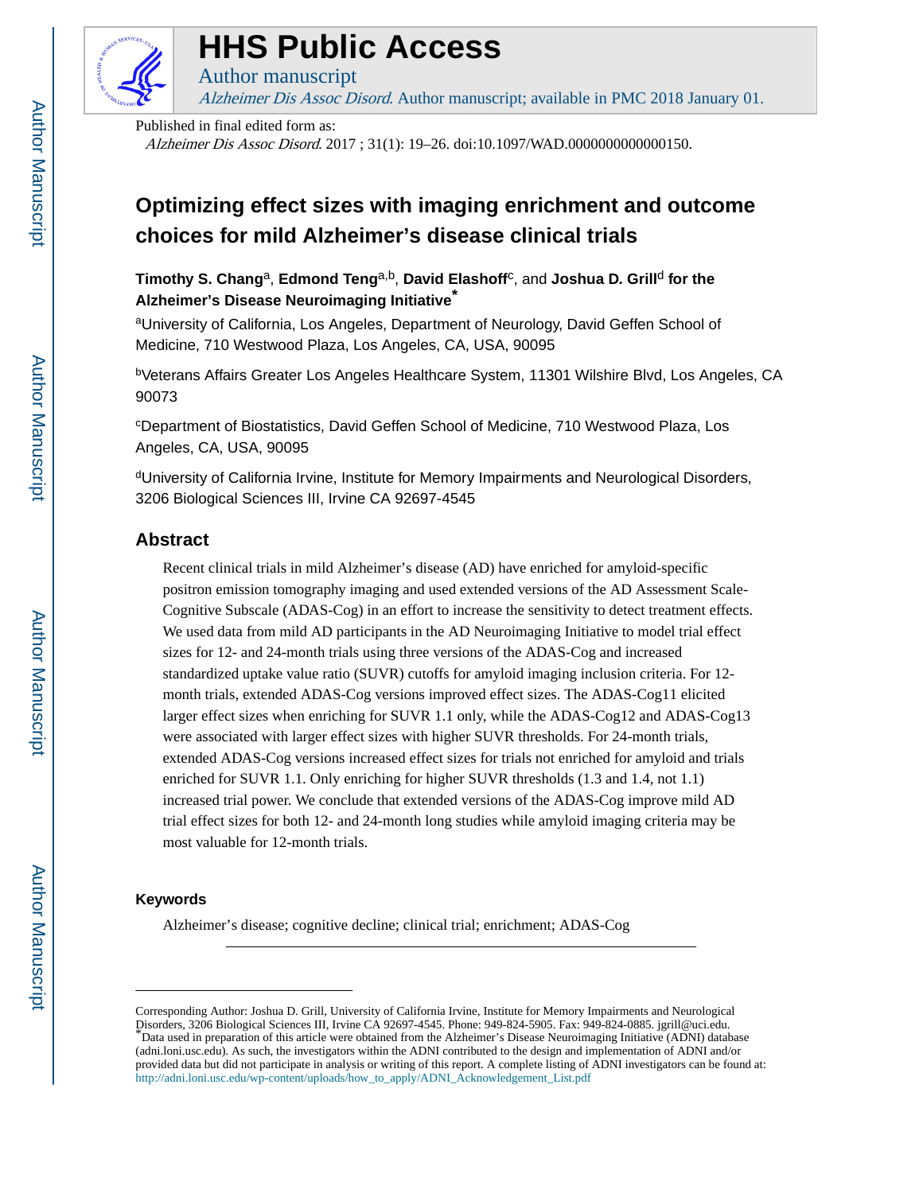# HHS Public Access

Author manuscript

*Alzheimer Dis Assoc Disord*. Author manuscript; available in PMC 2018 January 01.

Published in final edited form as:

*Alzheimer Dis Assoc Disord*. 2017 ; 31(1): 19–26. doi:10.1097/WAD.0000000000000150.

# Optimizing effect sizes with imaging enrichment and outcome choices for mild Alzheimer's disease clinical trials

**Timothy S. Chang**[a], **Edmond Teng**[a,b], **David Elashoff**[c], and **Joshua D. Grill**[d] **for the Alzheimer's Disease Neuroimaging Initiative***

[a]University of California, Los Angeles, Department of Neurology, David Geffen School of Medicine, 710 Westwood Plaza, Los Angeles, CA, USA, 90095

[b]Veterans Affairs Greater Los Angeles Healthcare System, 11301 Wilshire Blvd, Los Angeles, CA 90073

[c]Department of Biostatistics, David Geffen School of Medicine, 710 Westwood Plaza, Los Angeles, CA, USA, 90095

[d]University of California Irvine, Institute for Memory Impairments and Neurological Disorders, 3206 Biological Sciences III, Irvine CA 92697-4545

## Abstract

Recent clinical trials in mild Alzheimer's disease (AD) have enriched for amyloid-specific positron emission tomography imaging and used extended versions of the AD Assessment Scale-Cognitive Subscale (ADAS-Cog) in an effort to increase the sensitivity to detect treatment effects. We used data from mild AD participants in the AD Neuroimaging Initiative to model trial effect sizes for 12- and 24-month trials using three versions of the ADAS-Cog and increased standardized uptake value ratio (SUVR) cutoffs for amyloid imaging inclusion criteria. For 12-month trials, extended ADAS-Cog versions improved effect sizes. The ADAS-Cog11 elicited larger effect sizes when enriching for SUVR 1.1 only, while the ADAS-Cog12 and ADAS-Cog13 were associated with larger effect sizes with higher SUVR thresholds. For 24-month trials, extended ADAS-Cog versions increased effect sizes for trials not enriched for amyloid and trials enriched for SUVR 1.1. Only enriching for higher SUVR thresholds (1.3 and 1.4, not 1.1) increased trial power. We conclude that extended versions of the ADAS-Cog improve mild AD trial effect sizes for both 12- and 24-month long studies while amyloid imaging criteria may be most valuable for 12-month trials.

### Keywords

Alzheimer's disease; cognitive decline; clinical trial; enrichment; ADAS-Cog

---

Corresponding Author: Joshua D. Grill, University of California Irvine, Institute for Memory Impairments and Neurological Disorders, 3206 Biological Sciences III, Irvine CA 92697-4545. Phone: 949-824-5905. Fax: 949-824-0885. jgrill@uci.edu.

*Data used in preparation of this article were obtained from the Alzheimer's Disease Neuroimaging Initiative (ADNI) database (adni.loni.usc.edu). As such, the investigators within the ADNI contributed to the design and implementation of ADNI and/or provided data but did not participate in analysis or writing of this report. A complete listing of ADNI investigators can be found at: http://adni.loni.usc.edu/wp-content/uploads/how_to_apply/ADNI_Acknowledgement_List.pdf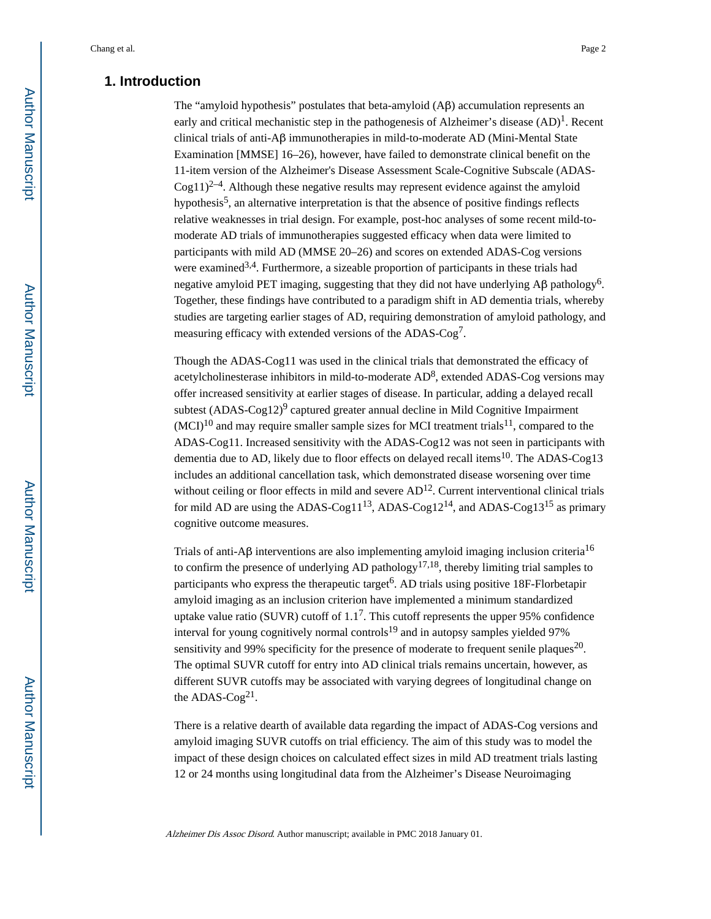## 1. Introduction

The “amyloid hypothesis” postulates that beta-amyloid (Aβ) accumulation represents an early and critical mechanistic step in the pathogenesis of Alzheimer’s disease (AD)[1]. Recent clinical trials of anti-Aβ immunotherapies in mild-to-moderate AD (Mini-Mental State Examination [MMSE] 16–26), however, have failed to demonstrate clinical benefit on the 11-item version of the Alzheimer's Disease Assessment Scale-Cognitive Subscale (ADAS-Cog11)[2–4]. Although these negative results may represent evidence against the amyloid hypothesis[5], an alternative interpretation is that the absence of positive findings reflects relative weaknesses in trial design. For example, post-hoc analyses of some recent mild-to-moderate AD trials of immunotherapies suggested efficacy when data were limited to participants with mild AD (MMSE 20–26) and scores on extended ADAS-Cog versions were examined[3,4]. Furthermore, a sizeable proportion of participants in these trials had negative amyloid PET imaging, suggesting that they did not have underlying Aβ pathology[6]. Together, these findings have contributed to a paradigm shift in AD dementia trials, whereby studies are targeting earlier stages of AD, requiring demonstration of amyloid pathology, and measuring efficacy with extended versions of the ADAS-Cog[7].

Though the ADAS-Cog11 was used in the clinical trials that demonstrated the efficacy of acetylcholinesterase inhibitors in mild-to-moderate AD[8], extended ADAS-Cog versions may offer increased sensitivity at earlier stages of disease. In particular, adding a delayed recall subtest (ADAS-Cog12)[9] captured greater annual decline in Mild Cognitive Impairment (MCI)[10] and may require smaller sample sizes for MCI treatment trials[11], compared to the ADAS-Cog11. Increased sensitivity with the ADAS-Cog12 was not seen in participants with dementia due to AD, likely due to floor effects on delayed recall items[10]. The ADAS-Cog13 includes an additional cancellation task, which demonstrated disease worsening over time without ceiling or floor effects in mild and severe AD[12]. Current interventional clinical trials for mild AD are using the ADAS-Cog11[13], ADAS-Cog12[14], and ADAS-Cog13[15] as primary cognitive outcome measures.

Trials of anti-Aβ interventions are also implementing amyloid imaging inclusion criteria[16] to confirm the presence of underlying AD pathology[17,18], thereby limiting trial samples to participants who express the therapeutic target[6]. AD trials using positive 18F-Florbetapir amyloid imaging as an inclusion criterion have implemented a minimum standardized uptake value ratio (SUVR) cutoff of 1.1[7]. This cutoff represents the upper 95% confidence interval for young cognitively normal controls[19] and in autopsy samples yielded 97% sensitivity and 99% specificity for the presence of moderate to frequent senile plaques[20]. The optimal SUVR cutoff for entry into AD clinical trials remains uncertain, however, as different SUVR cutoffs may be associated with varying degrees of longitudinal change on the ADAS-Cog[21].

There is a relative dearth of available data regarding the impact of ADAS-Cog versions and amyloid imaging SUVR cutoffs on trial efficiency. The aim of this study was to model the impact of these design choices on calculated effect sizes in mild AD treatment trials lasting 12 or 24 months using longitudinal data from the Alzheimer’s Disease Neuroimaging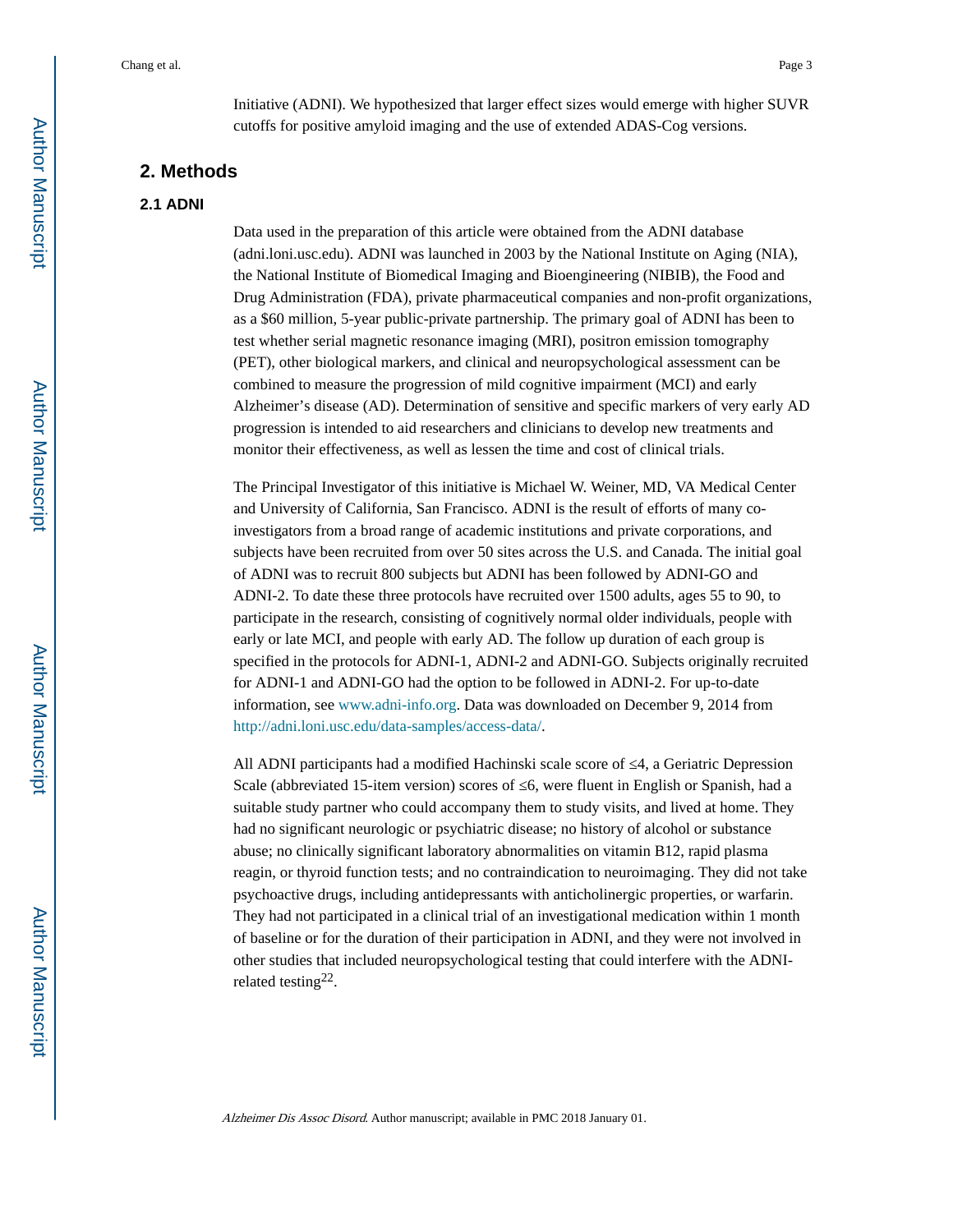Initiative (ADNI). We hypothesized that larger effect sizes would emerge with higher SUVR cutoffs for positive amyloid imaging and the use of extended ADAS-Cog versions.

## 2. Methods

### 2.1 ADNI

Data used in the preparation of this article were obtained from the ADNI database (adni.loni.usc.edu). ADNI was launched in 2003 by the National Institute on Aging (NIA), the National Institute of Biomedical Imaging and Bioengineering (NIBIB), the Food and Drug Administration (FDA), private pharmaceutical companies and non-profit organizations, as a $60 million, 5-year public-private partnership. The primary goal of ADNI has been to test whether serial magnetic resonance imaging (MRI), positron emission tomography (PET), other biological markers, and clinical and neuropsychological assessment can be combined to measure the progression of mild cognitive impairment (MCI) and early Alzheimer's disease (AD). Determination of sensitive and specific markers of very early AD progression is intended to aid researchers and clinicians to develop new treatments and monitor their effectiveness, as well as lessen the time and cost of clinical trials.

The Principal Investigator of this initiative is Michael W. Weiner, MD, VA Medical Center and University of California, San Francisco. ADNI is the result of efforts of many co-investigators from a broad range of academic institutions and private corporations, and subjects have been recruited from over 50 sites across the U.S. and Canada. The initial goal of ADNI was to recruit 800 subjects but ADNI has been followed by ADNI-GO and ADNI-2. To date these three protocols have recruited over 1500 adults, ages 55 to 90, to participate in the research, consisting of cognitively normal older individuals, people with early or late MCI, and people with early AD. The follow up duration of each group is specified in the protocols for ADNI-1, ADNI-2 and ADNI-GO. Subjects originally recruited for ADNI-1 and ADNI-GO had the option to be followed in ADNI-2. For up-to-date information, see www.adni-info.org. Data was downloaded on December 9, 2014 from http://adni.loni.usc.edu/data-samples/access-data/.

All ADNI participants had a modified Hachinski scale score of ≤4, a Geriatric Depression Scale (abbreviated 15-item version) scores of ≤6, were fluent in English or Spanish, had a suitable study partner who could accompany them to study visits, and lived at home. They had no significant neurologic or psychiatric disease; no history of alcohol or substance abuse; no clinically significant laboratory abnormalities on vitamin B12, rapid plasma reagin, or thyroid function tests; and no contraindication to neuroimaging. They did not take psychoactive drugs, including antidepressants with anticholinergic properties, or warfarin. They had not participated in a clinical trial of an investigational medication within 1 month of baseline or for the duration of their participation in ADNI, and they were not involved in other studies that included neuropsychological testing that could interfere with the ADNI-related testing[22].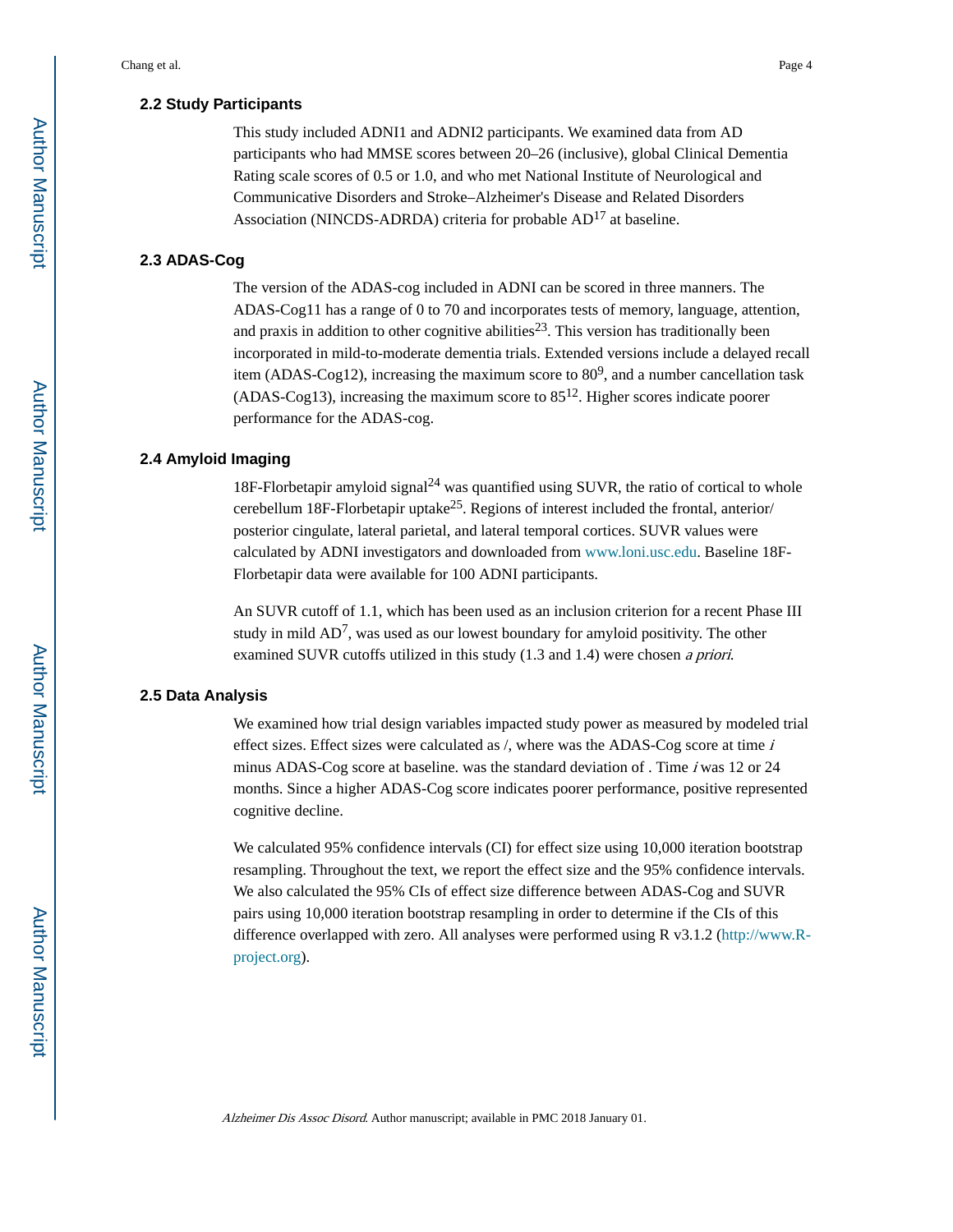## 2.2 Study Participants

This study included ADNI1 and ADNI2 participants. We examined data from AD participants who had MMSE scores between 20–26 (inclusive), global Clinical Dementia Rating scale scores of 0.5 or 1.0, and who met National Institute of Neurological and Communicative Disorders and Stroke–Alzheimer's Disease and Related Disorders Association (NINCDS-ADRDA) criteria for probable AD[17] at baseline.

## 2.3 ADAS-Cog

The version of the ADAS-cog included in ADNI can be scored in three manners. The ADAS-Cog11 has a range of 0 to 70 and incorporates tests of memory, language, attention, and praxis in addition to other cognitive abilities[23]. This version has traditionally been incorporated in mild-to-moderate dementia trials. Extended versions include a delayed recall item (ADAS-Cog12), increasing the maximum score to 80[9], and a number cancellation task (ADAS-Cog13), increasing the maximum score to 85[12]. Higher scores indicate poorer performance for the ADAS-cog.

## 2.4 Amyloid Imaging

18F-Florbetapir amyloid signal[24] was quantified using SUVR, the ratio of cortical to whole cerebellum 18F-Florbetapir uptake[25]. Regions of interest included the frontal, anterior/posterior cingulate, lateral parietal, and lateral temporal cortices. SUVR values were calculated by ADNI investigators and downloaded from www.loni.usc.edu. Baseline 18F-Florbetapir data were available for 100 ADNI participants.

An SUVR cutoff of 1.1, which has been used as an inclusion criterion for a recent Phase III study in mild AD[7], was used as our lowest boundary for amyloid positivity. The other examined SUVR cutoffs utilized in this study (1.3 and 1.4) were chosen *a priori*.

## 2.5 Data Analysis

We examined how trial design variables impacted study power as measured by modeled trial effect sizes. Effect sizes were calculated as /, where was the ADAS-Cog score at time *i* minus ADAS-Cog score at baseline. was the standard deviation of . Time *i* was 12 or 24 months. Since a higher ADAS-Cog score indicates poorer performance, positive represented cognitive decline.

We calculated 95% confidence intervals (CI) for effect size using 10,000 iteration bootstrap resampling. Throughout the text, we report the effect size and the 95% confidence intervals. We also calculated the 95% CIs of effect size difference between ADAS-Cog and SUVR pairs using 10,000 iteration bootstrap resampling in order to determine if the CIs of this difference overlapped with zero. All analyses were performed using R v3.1.2 (http://www.R-project.org).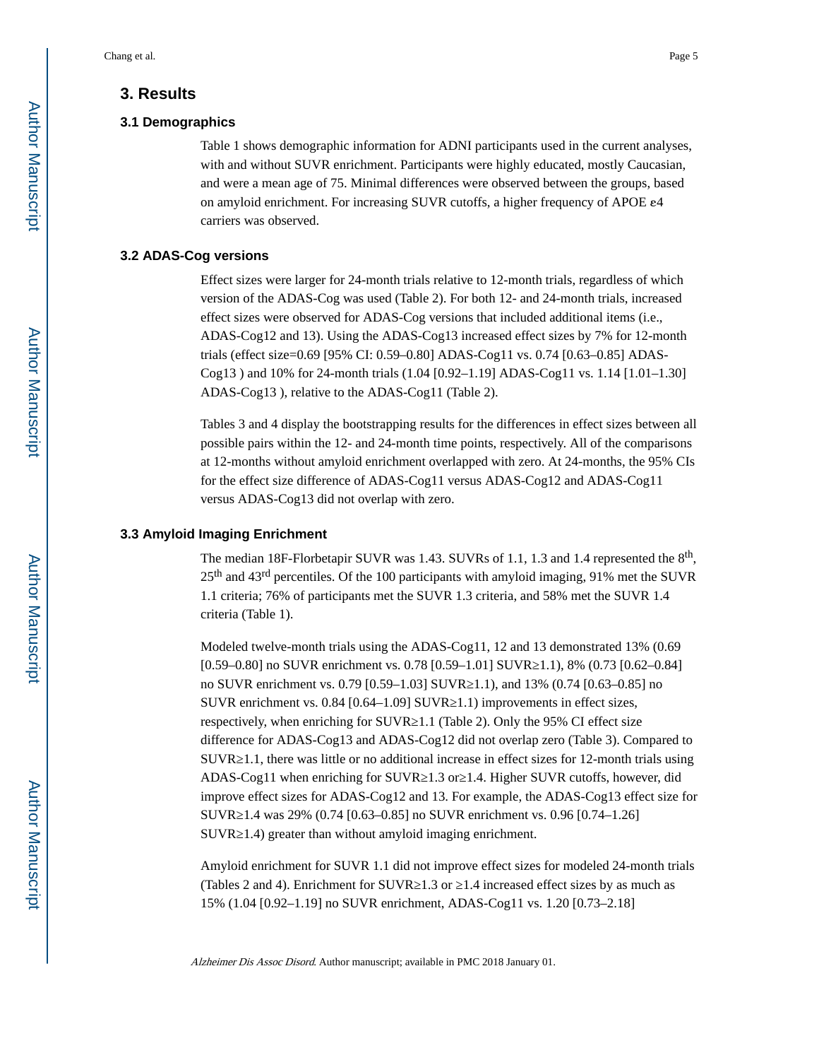## 3. Results

### 3.1 Demographics

Table 1 shows demographic information for ADNI participants used in the current analyses, with and without SUVR enrichment. Participants were highly educated, mostly Caucasian, and were a mean age of 75. Minimal differences were observed between the groups, based on amyloid enrichment. For increasing SUVR cutoffs, a higher frequency of APOE ε4 carriers was observed.

### 3.2 ADAS-Cog versions

Effect sizes were larger for 24-month trials relative to 12-month trials, regardless of which version of the ADAS-Cog was used (Table 2). For both 12- and 24-month trials, increased effect sizes were observed for ADAS-Cog versions that included additional items (i.e., ADAS-Cog12 and 13). Using the ADAS-Cog13 increased effect sizes by 7% for 12-month trials (effect size=0.69 [95% CI: 0.59–0.80] ADAS-Cog11 vs. 0.74 [0.63–0.85] ADAS-Cog13 ) and 10% for 24-month trials (1.04 [0.92–1.19] ADAS-Cog11 vs. 1.14 [1.01–1.30] ADAS-Cog13 ), relative to the ADAS-Cog11 (Table 2).

Tables 3 and 4 display the bootstrapping results for the differences in effect sizes between all possible pairs within the 12- and 24-month time points, respectively. All of the comparisons at 12-months without amyloid enrichment overlapped with zero. At 24-months, the 95% CIs for the effect size difference of ADAS-Cog11 versus ADAS-Cog12 and ADAS-Cog11 versus ADAS-Cog13 did not overlap with zero.

### 3.3 Amyloid Imaging Enrichment

The median 18F-Florbetapir SUVR was 1.43. SUVRs of 1.1, 1.3 and 1.4 represented the 8th, 25th and 43rd percentiles. Of the 100 participants with amyloid imaging, 91% met the SUVR 1.1 criteria; 76% of participants met the SUVR 1.3 criteria, and 58% met the SUVR 1.4 criteria (Table 1).

Modeled twelve-month trials using the ADAS-Cog11, 12 and 13 demonstrated 13% (0.69 [0.59–0.80] no SUVR enrichment vs. 0.78 [0.59–1.01] SUVR≥1.1), 8% (0.73 [0.62–0.84] no SUVR enrichment vs. 0.79 [0.59–1.03] SUVR≥1.1), and 13% (0.74 [0.63–0.85] no SUVR enrichment vs. 0.84 [0.64–1.09] SUVR≥1.1) improvements in effect sizes, respectively, when enriching for SUVR≥1.1 (Table 2). Only the 95% CI effect size difference for ADAS-Cog13 and ADAS-Cog12 did not overlap zero (Table 3). Compared to SUVR≥1.1, there was little or no additional increase in effect sizes for 12-month trials using ADAS-Cog11 when enriching for SUVR≥1.3 or≥1.4. Higher SUVR cutoffs, however, did improve effect sizes for ADAS-Cog12 and 13. For example, the ADAS-Cog13 effect size for SUVR≥1.4 was 29% (0.74 [0.63–0.85] no SUVR enrichment vs. 0.96 [0.74–1.26] SUVR≥1.4) greater than without amyloid imaging enrichment.

Amyloid enrichment for SUVR 1.1 did not improve effect sizes for modeled 24-month trials (Tables 2 and 4). Enrichment for SUVR≥1.3 or ≥1.4 increased effect sizes by as much as 15% (1.04 [0.92–1.19] no SUVR enrichment, ADAS-Cog11 vs. 1.20 [0.73–2.18]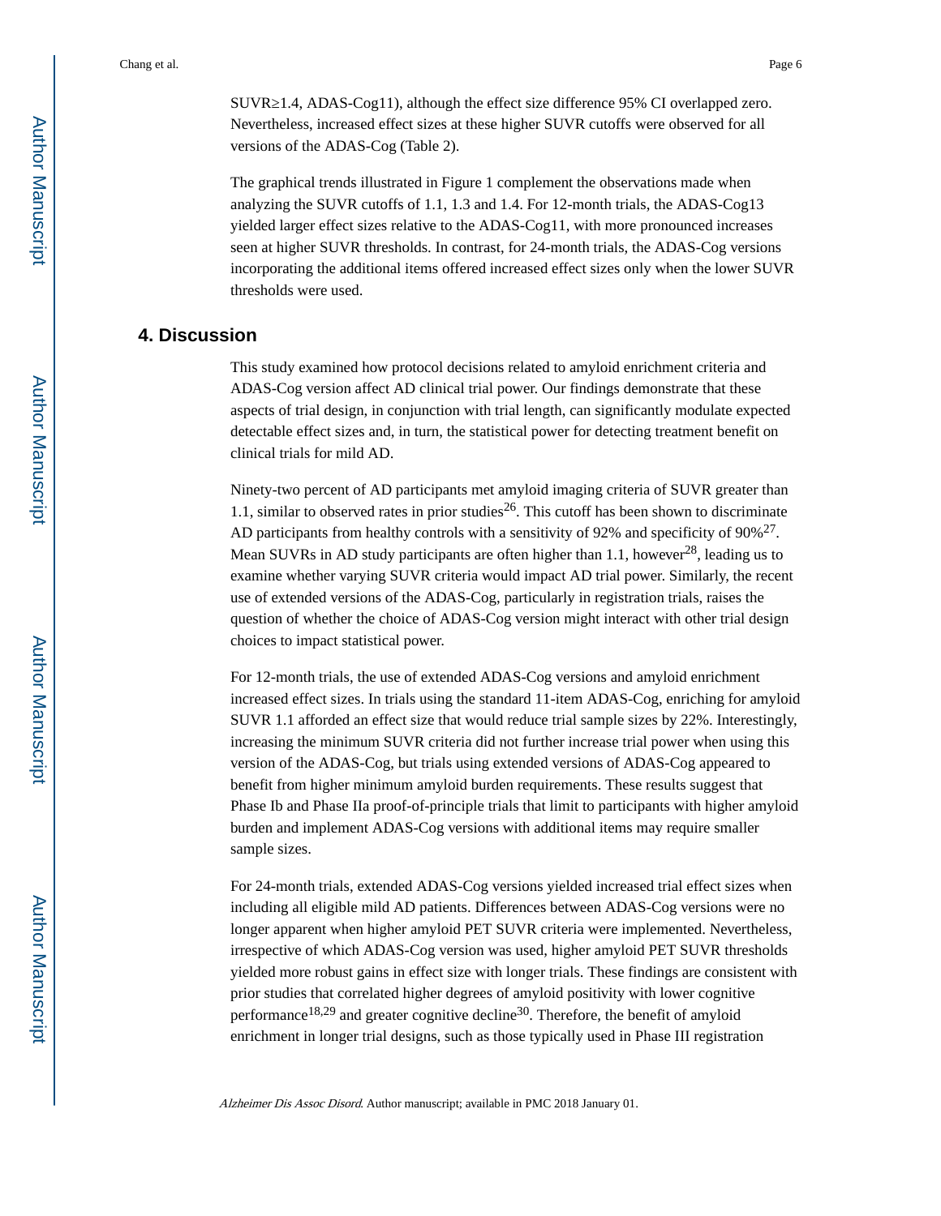SUVR≥1.4, ADAS-Cog11), although the effect size difference 95% CI overlapped zero. Nevertheless, increased effect sizes at these higher SUVR cutoffs were observed for all versions of the ADAS-Cog (Table 2).

The graphical trends illustrated in Figure 1 complement the observations made when analyzing the SUVR cutoffs of 1.1, 1.3 and 1.4. For 12-month trials, the ADAS-Cog13 yielded larger effect sizes relative to the ADAS-Cog11, with more pronounced increases seen at higher SUVR thresholds. In contrast, for 24-month trials, the ADAS-Cog versions incorporating the additional items offered increased effect sizes only when the lower SUVR thresholds were used.

## 4. Discussion

This study examined how protocol decisions related to amyloid enrichment criteria and ADAS-Cog version affect AD clinical trial power. Our findings demonstrate that these aspects of trial design, in conjunction with trial length, can significantly modulate expected detectable effect sizes and, in turn, the statistical power for detecting treatment benefit on clinical trials for mild AD.

Ninety-two percent of AD participants met amyloid imaging criteria of SUVR greater than 1.1, similar to observed rates in prior studies[26]. This cutoff has been shown to discriminate AD participants from healthy controls with a sensitivity of 92% and specificity of 90%[27]. Mean SUVRs in AD study participants are often higher than 1.1, however[28], leading us to examine whether varying SUVR criteria would impact AD trial power. Similarly, the recent use of extended versions of the ADAS-Cog, particularly in registration trials, raises the question of whether the choice of ADAS-Cog version might interact with other trial design choices to impact statistical power.

For 12-month trials, the use of extended ADAS-Cog versions and amyloid enrichment increased effect sizes. In trials using the standard 11-item ADAS-Cog, enriching for amyloid SUVR 1.1 afforded an effect size that would reduce trial sample sizes by 22%. Interestingly, increasing the minimum SUVR criteria did not further increase trial power when using this version of the ADAS-Cog, but trials using extended versions of ADAS-Cog appeared to benefit from higher minimum amyloid burden requirements. These results suggest that Phase Ib and Phase IIa proof-of-principle trials that limit to participants with higher amyloid burden and implement ADAS-Cog versions with additional items may require smaller sample sizes.

For 24-month trials, extended ADAS-Cog versions yielded increased trial effect sizes when including all eligible mild AD patients. Differences between ADAS-Cog versions were no longer apparent when higher amyloid PET SUVR criteria were implemented. Nevertheless, irrespective of which ADAS-Cog version was used, higher amyloid PET SUVR thresholds yielded more robust gains in effect size with longer trials. These findings are consistent with prior studies that correlated higher degrees of amyloid positivity with lower cognitive performance[18,29] and greater cognitive decline[30]. Therefore, the benefit of amyloid enrichment in longer trial designs, such as those typically used in Phase III registration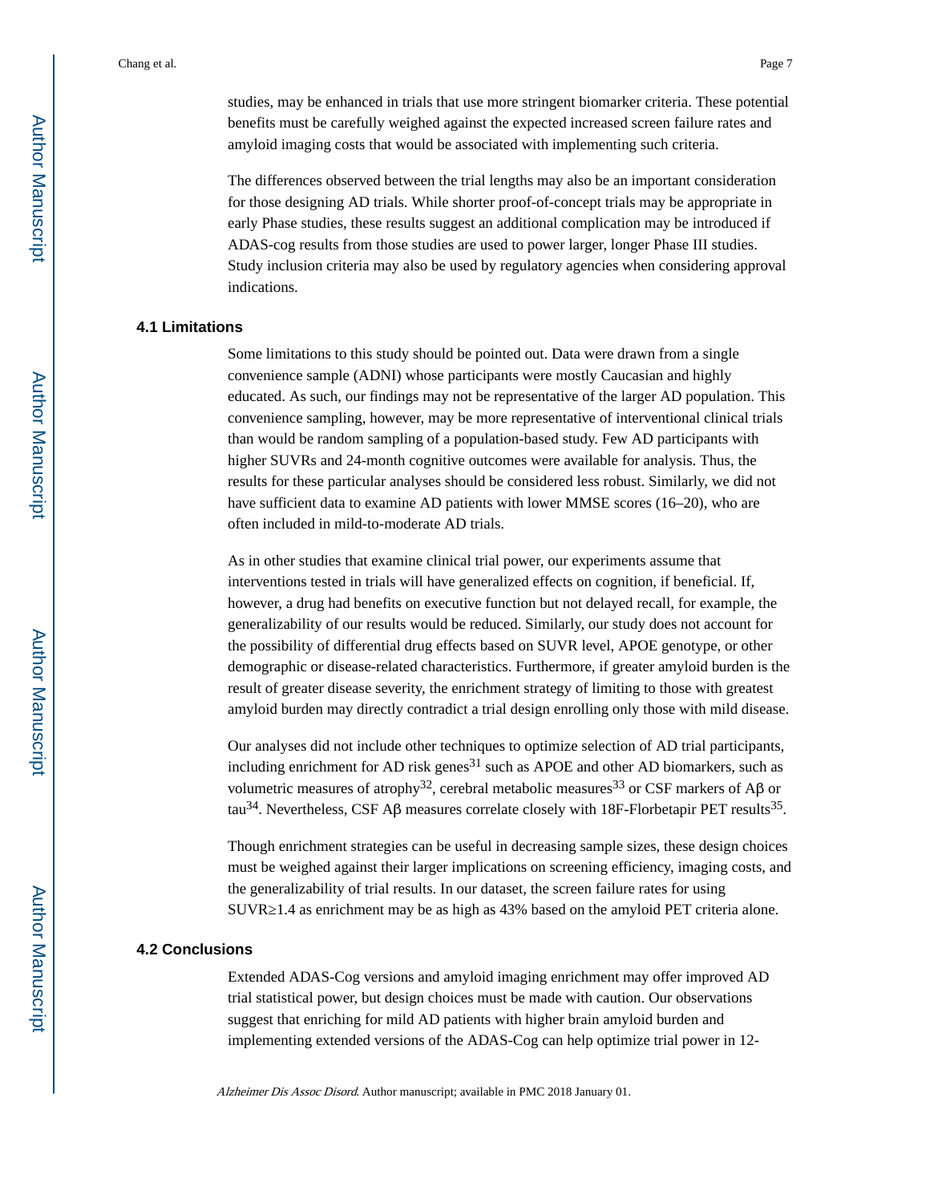studies, may be enhanced in trials that use more stringent biomarker criteria. These potential benefits must be carefully weighed against the expected increased screen failure rates and amyloid imaging costs that would be associated with implementing such criteria.

The differences observed between the trial lengths may also be an important consideration for those designing AD trials. While shorter proof-of-concept trials may be appropriate in early Phase studies, these results suggest an additional complication may be introduced if ADAS-cog results from those studies are used to power larger, longer Phase III studies. Study inclusion criteria may also be used by regulatory agencies when considering approval indications.

## 4.1 Limitations

Some limitations to this study should be pointed out. Data were drawn from a single convenience sample (ADNI) whose participants were mostly Caucasian and highly educated. As such, our findings may not be representative of the larger AD population. This convenience sampling, however, may be more representative of interventional clinical trials than would be random sampling of a population-based study. Few AD participants with higher SUVRs and 24-month cognitive outcomes were available for analysis. Thus, the results for these particular analyses should be considered less robust. Similarly, we did not have sufficient data to examine AD patients with lower MMSE scores (16–20), who are often included in mild-to-moderate AD trials.

As in other studies that examine clinical trial power, our experiments assume that interventions tested in trials will have generalized effects on cognition, if beneficial. If, however, a drug had benefits on executive function but not delayed recall, for example, the generalizability of our results would be reduced. Similarly, our study does not account for the possibility of differential drug effects based on SUVR level, APOE genotype, or other demographic or disease-related characteristics. Furthermore, if greater amyloid burden is the result of greater disease severity, the enrichment strategy of limiting to those with greatest amyloid burden may directly contradict a trial design enrolling only those with mild disease.

Our analyses did not include other techniques to optimize selection of AD trial participants, including enrichment for AD risk genes[31] such as APOE and other AD biomarkers, such as volumetric measures of atrophy[32], cerebral metabolic measures[33] or CSF markers of Aβ or tau[34]. Nevertheless, CSF Aβ measures correlate closely with 18F-Florbetapir PET results[35].

Though enrichment strategies can be useful in decreasing sample sizes, these design choices must be weighed against their larger implications on screening efficiency, imaging costs, and the generalizability of trial results. In our dataset, the screen failure rates for using SUVR≥1.4 as enrichment may be as high as 43% based on the amyloid PET criteria alone.

## 4.2 Conclusions

Extended ADAS-Cog versions and amyloid imaging enrichment may offer improved AD trial statistical power, but design choices must be made with caution. Our observations suggest that enriching for mild AD patients with higher brain amyloid burden and implementing extended versions of the ADAS-Cog can help optimize trial power in 12-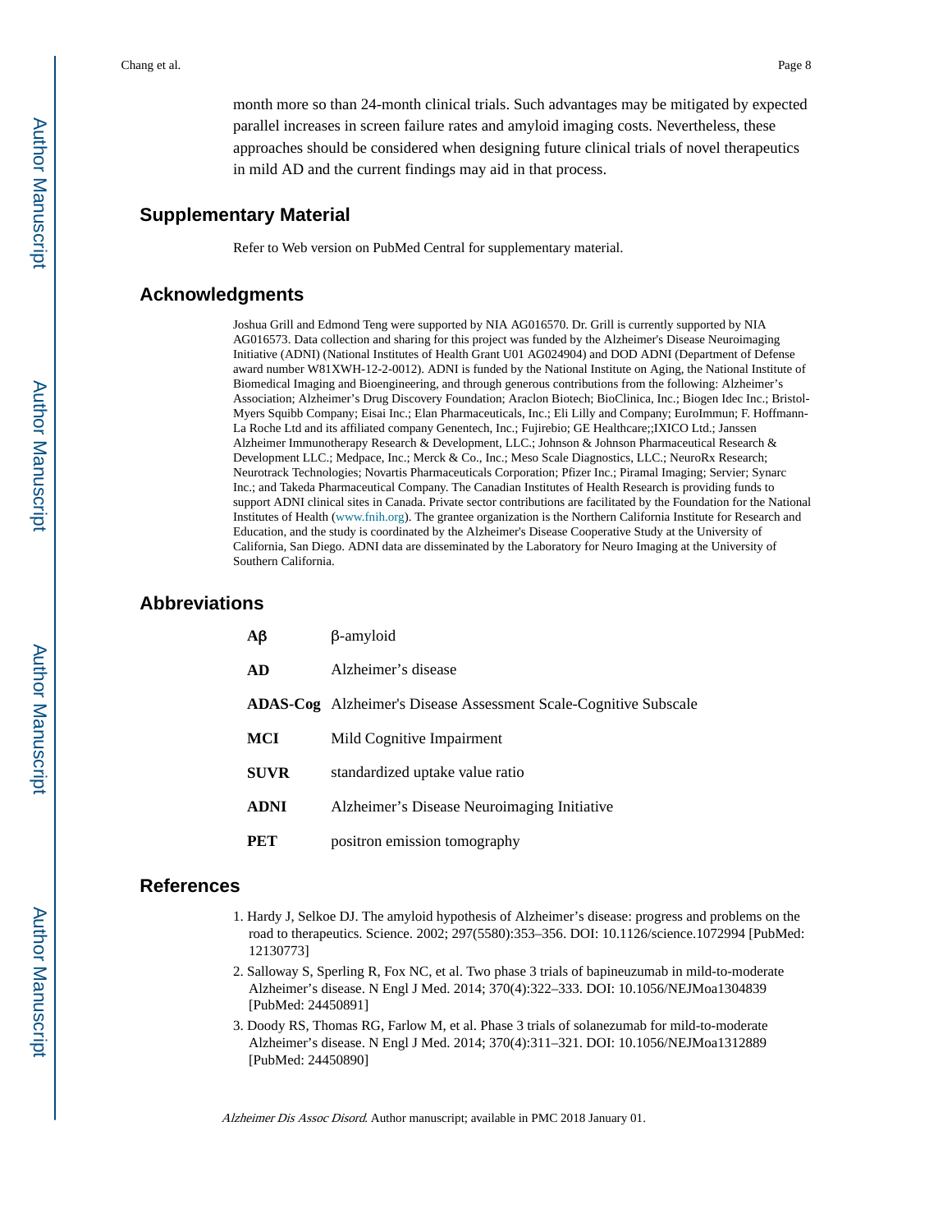month more so than 24-month clinical trials. Such advantages may be mitigated by expected parallel increases in screen failure rates and amyloid imaging costs. Nevertheless, these approaches should be considered when designing future clinical trials of novel therapeutics in mild AD and the current findings may aid in that process.

## Supplementary Material

Refer to Web version on PubMed Central for supplementary material.

## Acknowledgments

Joshua Grill and Edmond Teng were supported by NIA AG016570. Dr. Grill is currently supported by NIA AG016573. Data collection and sharing for this project was funded by the Alzheimer's Disease Neuroimaging Initiative (ADNI) (National Institutes of Health Grant U01 AG024904) and DOD ADNI (Department of Defense award number W81XWH-12-2-0012). ADNI is funded by the National Institute on Aging, the National Institute of Biomedical Imaging and Bioengineering, and through generous contributions from the following: Alzheimer's Association; Alzheimer's Drug Discovery Foundation; Araclon Biotech; BioClinica, Inc.; Biogen Idec Inc.; Bristol-Myers Squibb Company; Eisai Inc.; Elan Pharmaceuticals, Inc.; Eli Lilly and Company; EuroImmun; F. Hoffmann-La Roche Ltd and its affiliated company Genentech, Inc.; Fujirebio; GE Healthcare;;IXICO Ltd.; Janssen Alzheimer Immunotherapy Research & Development, LLC.; Johnson & Johnson Pharmaceutical Research & Development LLC.; Medpace, Inc.; Merck & Co., Inc.; Meso Scale Diagnostics, LLC.; NeuroRx Research; Neurotrack Technologies; Novartis Pharmaceuticals Corporation; Pfizer Inc.; Piramal Imaging; Servier; Synarc Inc.; and Takeda Pharmaceutical Company. The Canadian Institutes of Health Research is providing funds to support ADNI clinical sites in Canada. Private sector contributions are facilitated by the Foundation for the National Institutes of Health (www.fnih.org). The grantee organization is the Northern California Institute for Research and Education, and the study is coordinated by the Alzheimer's Disease Cooperative Study at the University of California, San Diego. ADNI data are disseminated by the Laboratory for Neuro Imaging at the University of Southern California.

## Abbreviations

| | |
|---|---|
| **Aβ** | β-amyloid |
| **AD** | Alzheimer's disease |
| **ADAS-Cog** | Alzheimer's Disease Assessment Scale-Cognitive Subscale |
| **MCI** | Mild Cognitive Impairment |
| **SUVR** | standardized uptake value ratio |
| **ADNI** | Alzheimer's Disease Neuroimaging Initiative |
| **PET** | positron emission tomography |

## References

1. Hardy J, Selkoe DJ. The amyloid hypothesis of Alzheimer's disease: progress and problems on the road to therapeutics. Science. 2002; 297(5580):353–356. DOI: 10.1126/science.1072994 [PubMed: 12130773]
2. Salloway S, Sperling R, Fox NC, et al. Two phase 3 trials of bapineuzumab in mild-to-moderate Alzheimer's disease. N Engl J Med. 2014; 370(4):322–333. DOI: 10.1056/NEJMoa1304839 [PubMed: 24450891]
3. Doody RS, Thomas RG, Farlow M, et al. Phase 3 trials of solanezumab for mild-to-moderate Alzheimer's disease. N Engl J Med. 2014; 370(4):311–321. DOI: 10.1056/NEJMoa1312889 [PubMed: 24450890]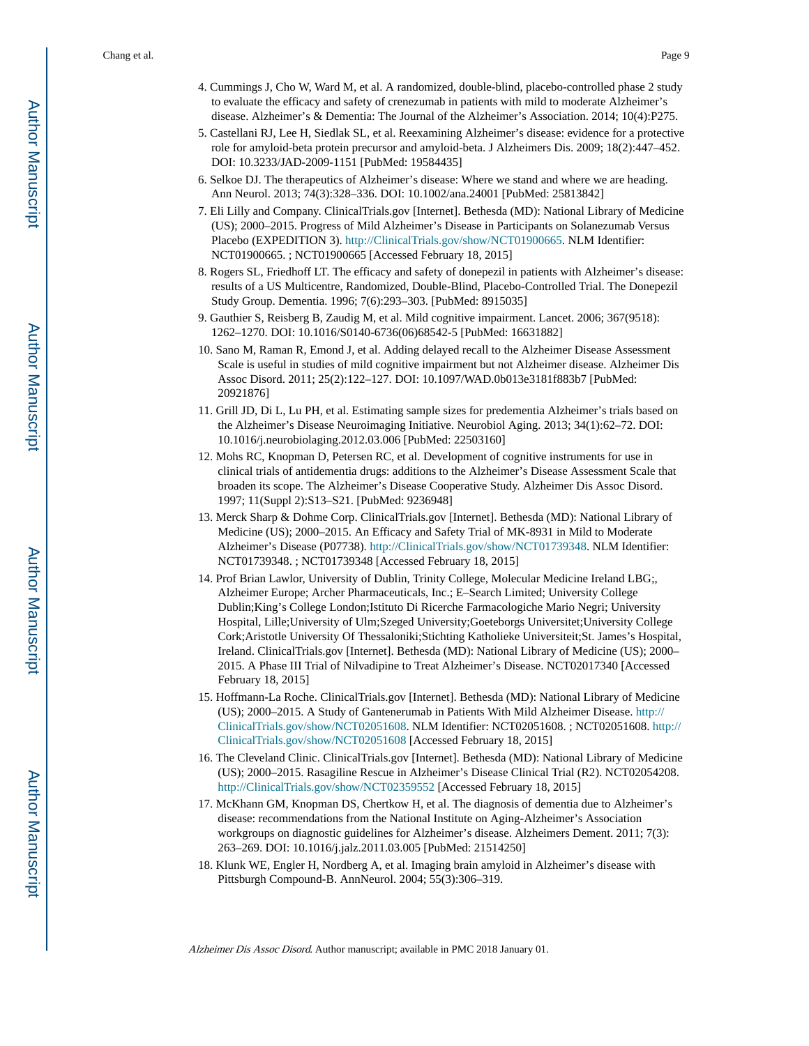4. Cummings J, Cho W, Ward M, et al. A randomized, double-blind, placebo-controlled phase 2 study to evaluate the efficacy and safety of crenezumab in patients with mild to moderate Alzheimer's disease. Alzheimer's & Dementia: The Journal of the Alzheimer's Association. 2014; 10(4):P275.
5. Castellani RJ, Lee H, Siedlak SL, et al. Reexamining Alzheimer's disease: evidence for a protective role for amyloid-beta protein precursor and amyloid-beta. J Alzheimers Dis. 2009; 18(2):447–452. DOI: 10.3233/JAD-2009-1151 [PubMed: 19584435]
6. Selkoe DJ. The therapeutics of Alzheimer's disease: Where we stand and where we are heading. Ann Neurol. 2013; 74(3):328–336. DOI: 10.1002/ana.24001 [PubMed: 25813842]
7. Eli Lilly and Company. ClinicalTrials.gov [Internet]. Bethesda (MD): National Library of Medicine (US); 2000–2015. Progress of Mild Alzheimer's Disease in Participants on Solanezumab Versus Placebo (EXPEDITION 3). http://ClinicalTrials.gov/show/NCT01900665. NLM Identifier: NCT01900665. ; NCT01900665 [Accessed February 18, 2015]
8. Rogers SL, Friedhoff LT. The efficacy and safety of donepezil in patients with Alzheimer's disease: results of a US Multicentre, Randomized, Double-Blind, Placebo-Controlled Trial. The Donepezil Study Group. Dementia. 1996; 7(6):293–303. [PubMed: 8915035]
9. Gauthier S, Reisberg B, Zaudig M, et al. Mild cognitive impairment. Lancet. 2006; 367(9518): 1262–1270. DOI: 10.1016/S0140-6736(06)68542-5 [PubMed: 16631882]
10. Sano M, Raman R, Emond J, et al. Adding delayed recall to the Alzheimer Disease Assessment Scale is useful in studies of mild cognitive impairment but not Alzheimer disease. Alzheimer Dis Assoc Disord. 2011; 25(2):122–127. DOI: 10.1097/WAD.0b013e3181f883b7 [PubMed: 20921876]
11. Grill JD, Di L, Lu PH, et al. Estimating sample sizes for predementia Alzheimer's trials based on the Alzheimer's Disease Neuroimaging Initiative. Neurobiol Aging. 2013; 34(1):62–72. DOI: 10.1016/j.neurobiolaging.2012.03.006 [PubMed: 22503160]
12. Mohs RC, Knopman D, Petersen RC, et al. Development of cognitive instruments for use in clinical trials of antidementia drugs: additions to the Alzheimer's Disease Assessment Scale that broaden its scope. The Alzheimer's Disease Cooperative Study. Alzheimer Dis Assoc Disord. 1997; 11(Suppl 2):S13–S21. [PubMed: 9236948]
13. Merck Sharp & Dohme Corp. ClinicalTrials.gov [Internet]. Bethesda (MD): National Library of Medicine (US); 2000–2015. An Efficacy and Safety Trial of MK-8931 in Mild to Moderate Alzheimer's Disease (P07738). http://ClinicalTrials.gov/show/NCT01739348. NLM Identifier: NCT01739348. ; NCT01739348 [Accessed February 18, 2015]
14. Prof Brian Lawlor, University of Dublin, Trinity College, Molecular Medicine Ireland LBG;, Alzheimer Europe; Archer Pharmaceuticals, Inc.; E–Search Limited; University College Dublin;King's College London;Istituto Di Ricerche Farmacologiche Mario Negri; University Hospital, Lille;University of Ulm;Szeged University;Goeteborgs Universitet;University College Cork;Aristotle University Of Thessaloniki;Stichting Katholieke Universiteit;St. James's Hospital, Ireland. ClinicalTrials.gov [Internet]. Bethesda (MD): National Library of Medicine (US); 2000–2015. A Phase III Trial of Nilvadipine to Treat Alzheimer's Disease. NCT02017340 [Accessed February 18, 2015]
15. Hoffmann-La Roche. ClinicalTrials.gov [Internet]. Bethesda (MD): National Library of Medicine (US); 2000–2015. A Study of Gantenerumab in Patients With Mild Alzheimer Disease. http://ClinicalTrials.gov/show/NCT02051608. NLM Identifier: NCT02051608. ; NCT02051608. http://ClinicalTrials.gov/show/NCT02051608 [Accessed February 18, 2015]
16. The Cleveland Clinic. ClinicalTrials.gov [Internet]. Bethesda (MD): National Library of Medicine (US); 2000–2015. Rasagiline Rescue in Alzheimer's Disease Clinical Trial (R2). NCT02054208. http://ClinicalTrials.gov/show/NCT02359552 [Accessed February 18, 2015]
17. McKhann GM, Knopman DS, Chertkow H, et al. The diagnosis of dementia due to Alzheimer's disease: recommendations from the National Institute on Aging-Alzheimer's Association workgroups on diagnostic guidelines for Alzheimer's disease. Alzheimers Dement. 2011; 7(3): 263–269. DOI: 10.1016/j.jalz.2011.03.005 [PubMed: 21514250]
18. Klunk WE, Engler H, Nordberg A, et al. Imaging brain amyloid in Alzheimer's disease with Pittsburgh Compound-B. AnnNeurol. 2004; 55(3):306–319.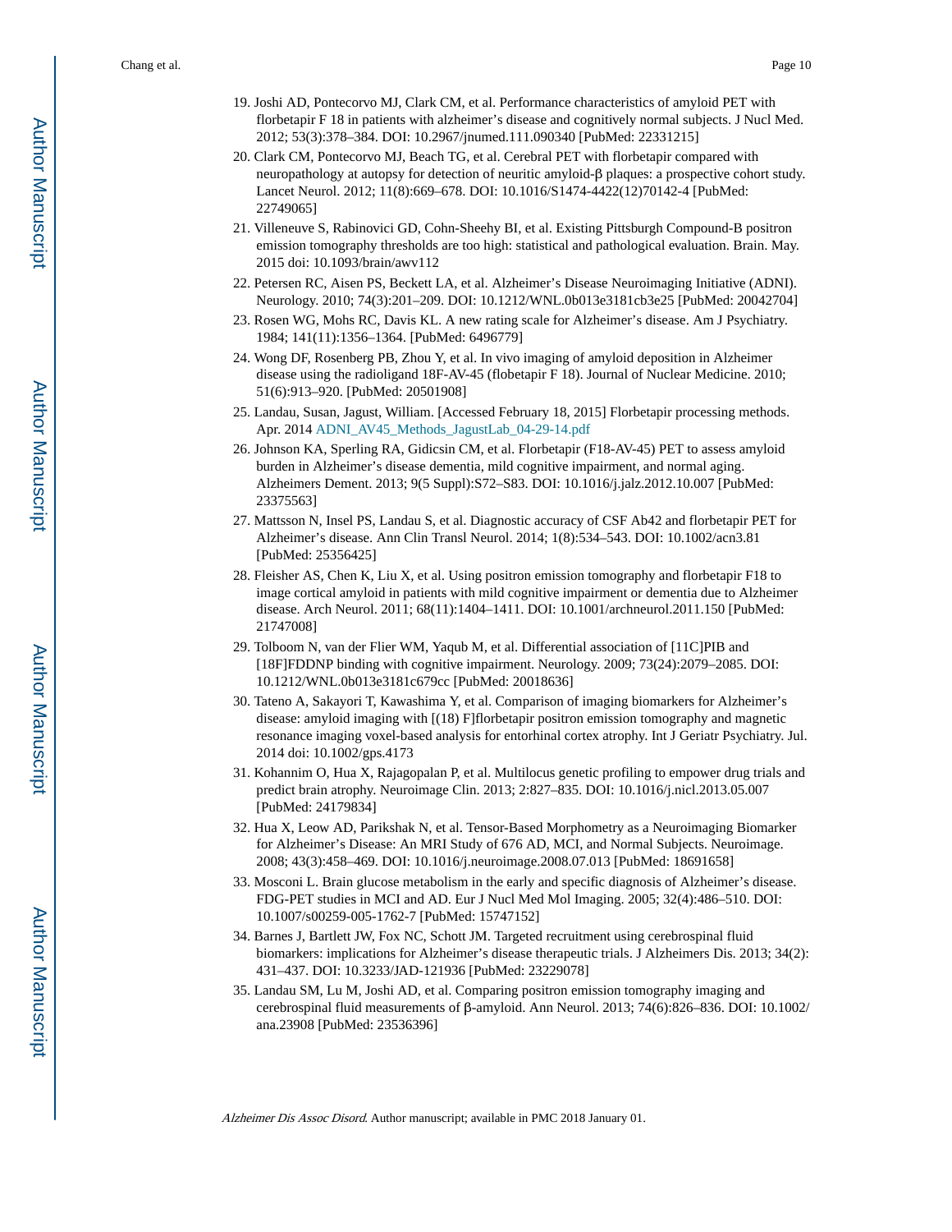19. Joshi AD, Pontecorvo MJ, Clark CM, et al. Performance characteristics of amyloid PET with florbetapir F 18 in patients with alzheimer's disease and cognitively normal subjects. J Nucl Med. 2012; 53(3):378–384. DOI: 10.2967/jnumed.111.090340 [PubMed: 22331215]
20. Clark CM, Pontecorvo MJ, Beach TG, et al. Cerebral PET with florbetapir compared with neuropathology at autopsy for detection of neuritic amyloid-β plaques: a prospective cohort study. Lancet Neurol. 2012; 11(8):669–678. DOI: 10.1016/S1474-4422(12)70142-4 [PubMed: 22749065]
21. Villeneuve S, Rabinovici GD, Cohn-Sheehy BI, et al. Existing Pittsburgh Compound-B positron emission tomography thresholds are too high: statistical and pathological evaluation. Brain. May. 2015 doi: 10.1093/brain/awv112
22. Petersen RC, Aisen PS, Beckett LA, et al. Alzheimer's Disease Neuroimaging Initiative (ADNI). Neurology. 2010; 74(3):201–209. DOI: 10.1212/WNL.0b013e3181cb3e25 [PubMed: 20042704]
23. Rosen WG, Mohs RC, Davis KL. A new rating scale for Alzheimer's disease. Am J Psychiatry. 1984; 141(11):1356–1364. [PubMed: 6496779]
24. Wong DF, Rosenberg PB, Zhou Y, et al. In vivo imaging of amyloid deposition in Alzheimer disease using the radioligand 18F-AV-45 (flobetapir F 18). Journal of Nuclear Medicine. 2010; 51(6):913–920. [PubMed: 20501908]
25. Landau, Susan, Jagust, William. [Accessed February 18, 2015] Florbetapir processing methods. Apr. 2014 ADNI_AV45_Methods_JagustLab_04-29-14.pdf
26. Johnson KA, Sperling RA, Gidicsin CM, et al. Florbetapir (F18-AV-45) PET to assess amyloid burden in Alzheimer's disease dementia, mild cognitive impairment, and normal aging. Alzheimers Dement. 2013; 9(5 Suppl):S72–S83. DOI: 10.1016/j.jalz.2012.10.007 [PubMed: 23375563]
27. Mattsson N, Insel PS, Landau S, et al. Diagnostic accuracy of CSF Ab42 and florbetapir PET for Alzheimer's disease. Ann Clin Transl Neurol. 2014; 1(8):534–543. DOI: 10.1002/acn3.81 [PubMed: 25356425]
28. Fleisher AS, Chen K, Liu X, et al. Using positron emission tomography and florbetapir F18 to image cortical amyloid in patients with mild cognitive impairment or dementia due to Alzheimer disease. Arch Neurol. 2011; 68(11):1404–1411. DOI: 10.1001/archneurol.2011.150 [PubMed: 21747008]
29. Tolboom N, van der Flier WM, Yaqub M, et al. Differential association of [11C]PIB and [18F]FDDNP binding with cognitive impairment. Neurology. 2009; 73(24):2079–2085. DOI: 10.1212/WNL.0b013e3181c679cc [PubMed: 20018636]
30. Tateno A, Sakayori T, Kawashima Y, et al. Comparison of imaging biomarkers for Alzheimer's disease: amyloid imaging with [(18) F]florbetapir positron emission tomography and magnetic resonance imaging voxel-based analysis for entorhinal cortex atrophy. Int J Geriatr Psychiatry. Jul. 2014 doi: 10.1002/gps.4173
31. Kohannim O, Hua X, Rajagopalan P, et al. Multilocus genetic profiling to empower drug trials and predict brain atrophy. Neuroimage Clin. 2013; 2:827–835. DOI: 10.1016/j.nicl.2013.05.007 [PubMed: 24179834]
32. Hua X, Leow AD, Parikshak N, et al. Tensor-Based Morphometry as a Neuroimaging Biomarker for Alzheimer's Disease: An MRI Study of 676 AD, MCI, and Normal Subjects. Neuroimage. 2008; 43(3):458–469. DOI: 10.1016/j.neuroimage.2008.07.013 [PubMed: 18691658]
33. Mosconi L. Brain glucose metabolism in the early and specific diagnosis of Alzheimer's disease. FDG-PET studies in MCI and AD. Eur J Nucl Med Mol Imaging. 2005; 32(4):486–510. DOI: 10.1007/s00259-005-1762-7 [PubMed: 15747152]
34. Barnes J, Bartlett JW, Fox NC, Schott JM. Targeted recruitment using cerebrospinal fluid biomarkers: implications for Alzheimer's disease therapeutic trials. J Alzheimers Dis. 2013; 34(2): 431–437. DOI: 10.3233/JAD-121936 [PubMed: 23229078]
35. Landau SM, Lu M, Joshi AD, et al. Comparing positron emission tomography imaging and cerebrospinal fluid measurements of β-amyloid. Ann Neurol. 2013; 74(6):826–836. DOI: 10.1002/ana.23908 [PubMed: 23536396]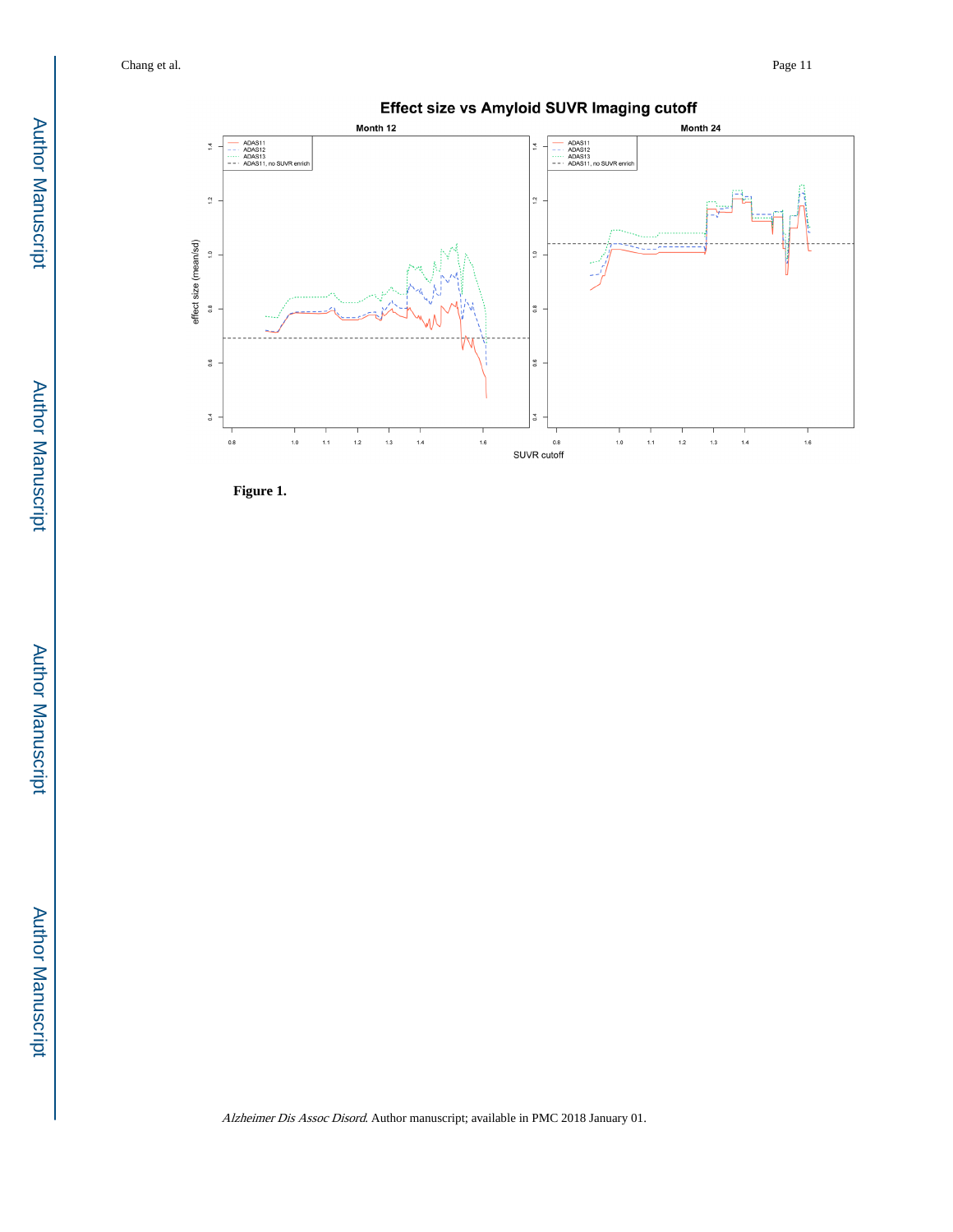**Figure 1.**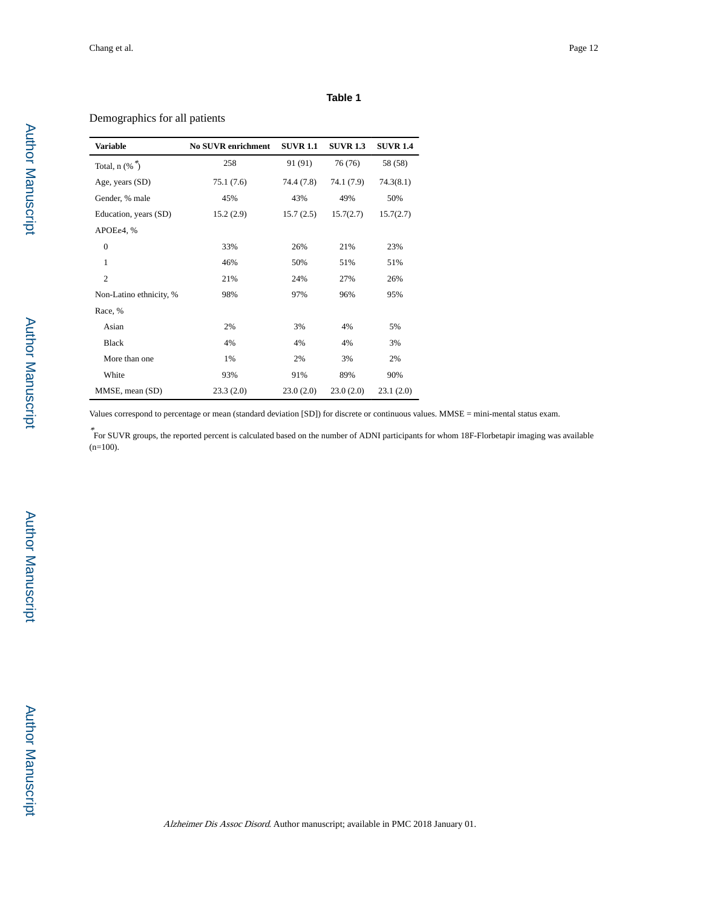# Table 1

Demographics for all patients

| Variable | No SUVR enrichment | SUVR 1.1 | SUVR 1.3 | SUVR 1.4 |
|---|---|---|---|---|
| Total, n (%*) | 258 | 91 (91) | 76 (76) | 58 (58) |
| Age, years (SD) | 75.1 (7.6) | 74.4 (7.8) | 74.1 (7.9) | 74.3(8.1) |
| Gender, % male | 45% | 43% | 49% | 50% |
| Education, years (SD) | 15.2 (2.9) | 15.7 (2.5) | 15.7(2.7) | 15.7(2.7) |
| APOEε4, % | | | | |
| 0 | 33% | 26% | 21% | 23% |
| 1 | 46% | 50% | 51% | 51% |
| 2 | 21% | 24% | 27% | 26% |
| Non-Latino ethnicity, % | 98% | 97% | 96% | 95% |
| Race, % | | | | |
| Asian | 2% | 3% | 4% | 5% |
| Black | 4% | 4% | 4% | 3% |
| More than one | 1% | 2% | 3% | 2% |
| White | 93% | 91% | 89% | 90% |
| MMSE, mean (SD) | 23.3 (2.0) | 23.0 (2.0) | 23.0 (2.0) | 23.1 (2.0) |

Values correspond to percentage or mean (standard deviation [SD]) for discrete or continuous values. MMSE = mini-mental status exam.

*For SUVR groups, the reported percent is calculated based on the number of ADNI participants for whom 18F-Florbetapir imaging was available (n=100).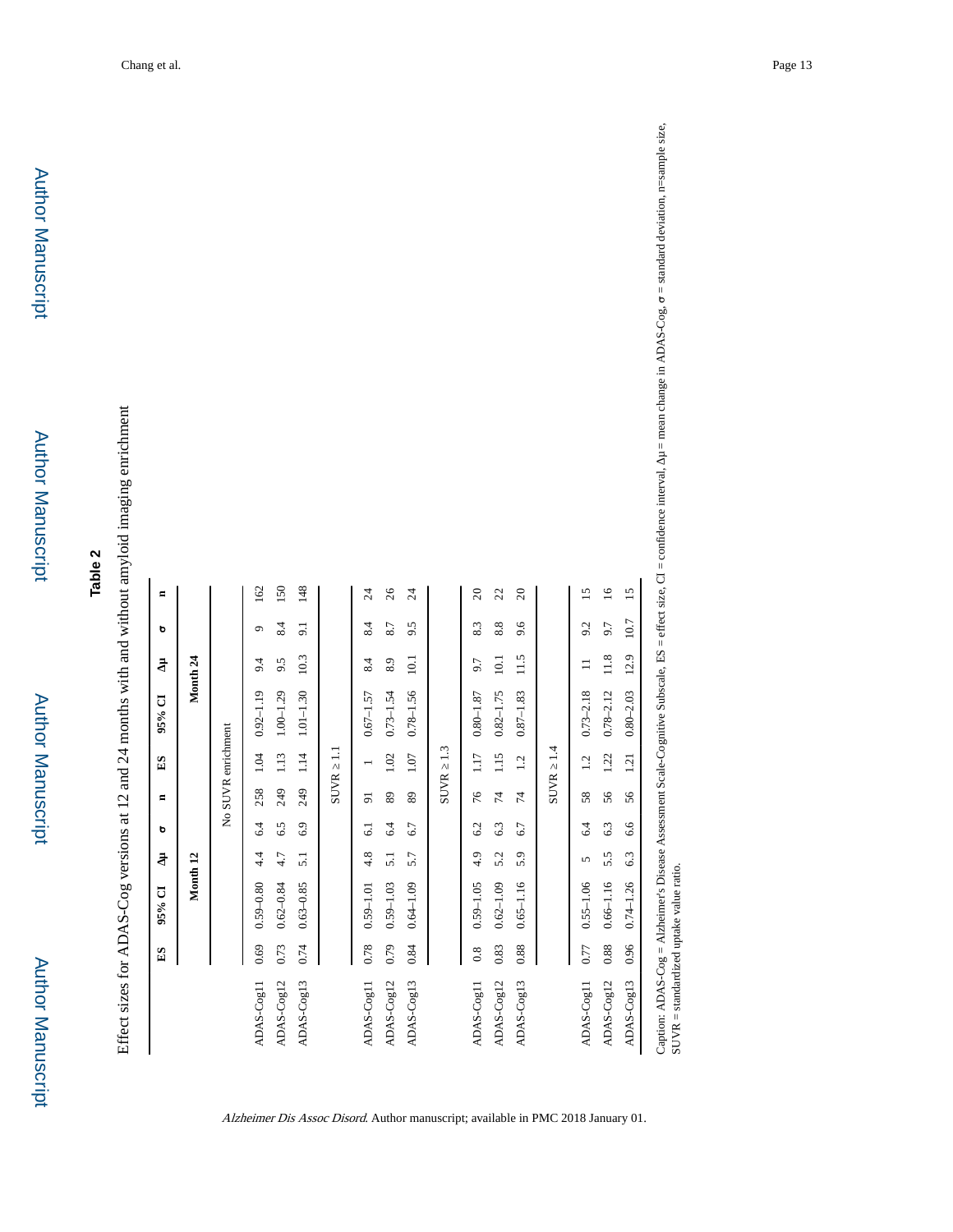**Table 2**

Effect sizes for ADAS-Cog versions at 12 and 24 months with and without amyloid imaging enrichment

| | ES | 95% CI | Δμ | σ | n | ES | 95% CI | Δμ | σ | n |
|---|---|---|---|---|---|---|---|---|---|---|
| | Month 12 | | | | | Month 24 | | | | |
| | No SUVR enrichment | | | | | | | | | |
| ADAS-Cog11 | 0.69 | 0.59–0.80 | 4.4 | 6.4 | 258 | 1.04 | 0.92–1.19 | 9.4 | 9 | 162 |
| ADAS-Cog12 | 0.73 | 0.62–0.84 | 4.7 | 6.5 | 249 | 1.13 | 1.00–1.29 | 9.5 | 8.4 | 150 |
| ADAS-Cog13 | 0.74 | 0.63–0.85 | 5.1 | 6.9 | 249 | 1.14 | 1.01–1.30 | 10.3 | 9.1 | 148 |
| | SUVR ≥ 1.1 | | | | | | | | | |
| ADAS-Cog11 | 0.78 | 0.59–1.01 | 4.8 | 6.1 | 91 | 1 | 0.67–1.57 | 8.4 | 8.4 | 24 |
| ADAS-Cog12 | 0.79 | 0.59–1.03 | 5.1 | 6.4 | 89 | 1.02 | 0.73–1.54 | 8.9 | 8.7 | 26 |
| ADAS-Cog13 | 0.84 | 0.64–1.09 | 5.7 | 6.7 | 89 | 1.07 | 0.78–1.56 | 10.1 | 9.5 | 24 |
| | SUVR ≥ 1.3 | | | | | | | | | |
| ADAS-Cog11 | 0.8 | 0.59–1.05 | 4.9 | 6.2 | 76 | 1.17 | 0.80–1.87 | 9.7 | 8.3 | 20 |
| ADAS-Cog12 | 0.83 | 0.62–1.09 | 5.2 | 6.3 | 74 | 1.15 | 0.82–1.75 | 10.1 | 8.8 | 22 |
| ADAS-Cog13 | 0.88 | 0.65–1.16 | 5.9 | 6.7 | 74 | 1.2 | 0.87–1.83 | 11.5 | 9.6 | 20 |
| | SUVR ≥ 1.4 | | | | | | | | | |
| ADAS-Cog11 | 0.77 | 0.55–1.06 | 5 | 6.4 | 58 | 1.2 | 0.73–2.18 | 11 | 9.2 | 15 |
| ADAS-Cog12 | 0.88 | 0.66–1.16 | 5.5 | 6.3 | 56 | 1.22 | 0.78–2.12 | 11.8 | 9.7 | 16 |
| ADAS-Cog13 | 0.96 | 0.74–1.26 | 6.3 | 6.6 | 56 | 1.21 | 0.80–2.03 | 12.9 | 10.7 | 15 |

Caption: ADAS-Cog = Alzheimer's Disease Assessment Scale-Cognitive Subscale, ES = effect size, CI = confidence interval, Δμ = mean change in ADAS-Cog, σ = standard deviation, n=sample size, SUVR = standardized uptake value ratio.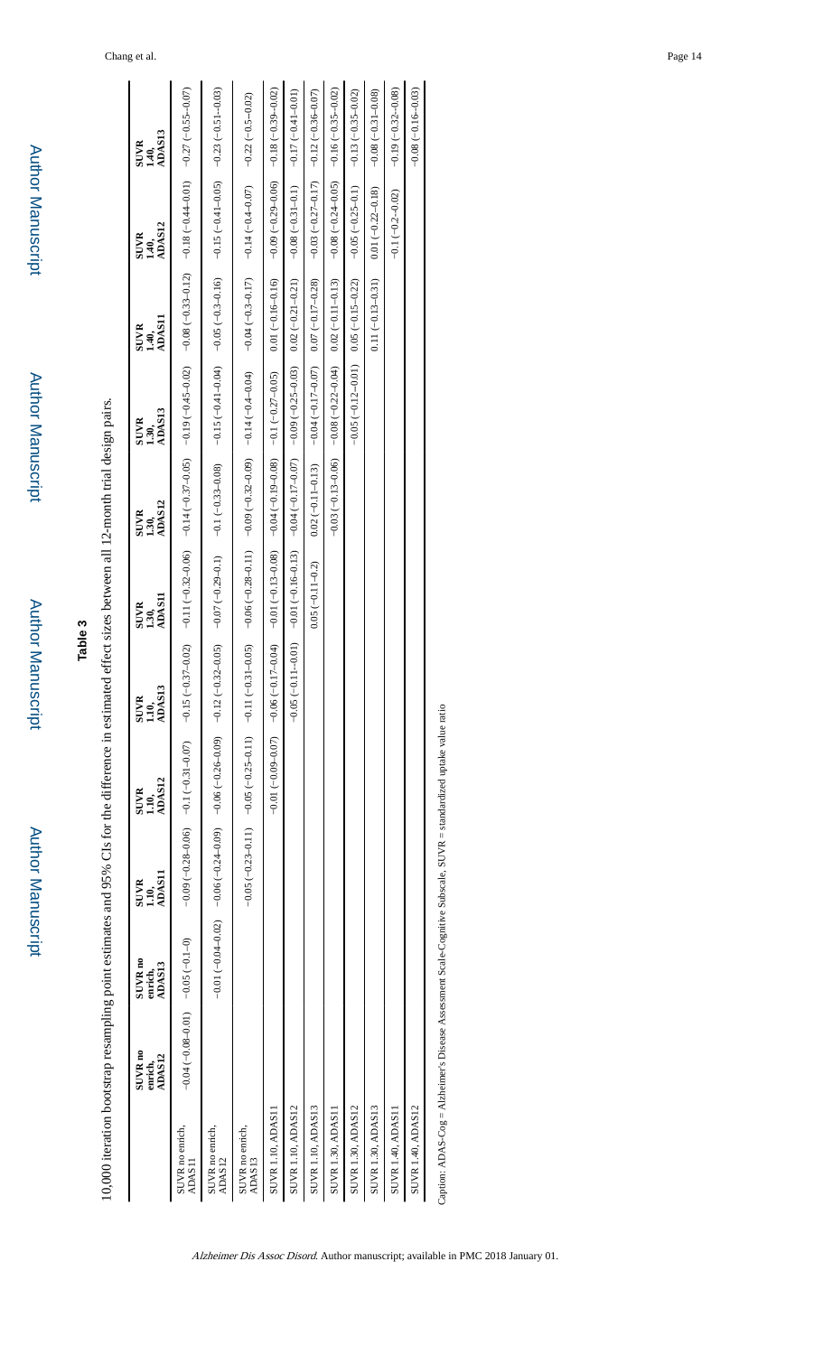**Table 3**

10,000 iteration bootstrap resampling point estimates and 95% CIs for the difference in estimated effect sizes between all 12-month trial design pairs.

| | SUVR no enrich, ADAS12 | SUVR no enrich, ADAS13 | SUVR 1.10, ADAS11 | SUVR 1.10, ADAS12 | SUVR 1.10, ADAS13 | SUVR 1.30, ADAS11 | SUVR 1.30, ADAS12 | SUVR 1.30, ADAS13 | SUVR 1.40, ADAS11 | SUVR 1.40, ADAS12 | SUVR 1.40, ADAS13 |
|---|---|---|---|---|---|---|---|---|---|---|---|
| SUVR no enrich, ADAS11 | −0.04 (−0.08–0.01) | −0.05 (−0.1–0) | −0.09 (−0.28–0.06) | −0.1 (−0.31–0.07) | −0.15 (−0.37–0.02) | −0.11 (−0.32–0.06) | −0.14 (−0.37–0.05) | −0.19 (−0.45–0.02) | −0.08 (−0.33–0.12) | −0.18 (−0.44–0.01) | −0.27 (−0.55–0.07) |
| SUVR no enrich, ADAS12 | | −0.01 (−0.04–0.02) | −0.06 (−0.24–0.09) | −0.06 (−0.26–0.09) | −0.12 (−0.32–0.05) | −0.07 (−0.29–0.1) | −0.1 (−0.33–0.08) | −0.15 (−0.41–0.04) | −0.05 (−0.3–0.16) | −0.15 (−0.41–0.05) | −0.23 (−0.51–0.03) |
| SUVR no enrich, ADAS13 | | | −0.05 (−0.23–0.11) | −0.05 (−0.25–0.11) | −0.11 (−0.31–0.05) | −0.06 (−0.28–0.11) | −0.09 (−0.32–0.09) | −0.14 (−0.4–0.04) | −0.04 (−0.3–0.17) | −0.14 (−0.4–0.07) | −0.22 (−0.5–0.02) |
| SUVR 1.10, ADAS11 | | | | −0.01 (−0.09–0.07) | −0.06 (−0.17–0.04) | −0.01 (−0.13–0.08) | −0.04 (−0.19–0.08) | −0.1 (−0.27–0.05) | 0.01 (−0.16–0.16) | −0.09 (−0.29–0.06) | −0.18 (−0.39–0.02) |
| SUVR 1.10, ADAS12 | | | | | −0.05 (−0.11–0.01) | −0.01 (−0.16–0.13) | −0.04 (−0.17–0.07) | −0.09 (−0.25–0.03) | 0.02 (−0.21–0.21) | −0.08 (−0.31–0.1) | −0.17 (−0.41–0.01) |
| SUVR 1.10, ADAS13 | | | | | | 0.05 (−0.11–0.2) | 0.02 (−0.11–0.13) | −0.04 (−0.17–0.07) | 0.07 (−0.17–0.28) | −0.03 (−0.27–0.17) | −0.12 (−0.36–0.07) |
| SUVR 1.30, ADAS11 | | | | | | | −0.03 (−0.13–0.06) | −0.08 (−0.22–0.04) | 0.02 (−0.11–0.13) | −0.08 (−0.24–0.05) | −0.16 (−0.35–0.02) |
| SUVR 1.30, ADAS12 | | | | | | | | −0.05 (−0.12–0.01) | 0.05 (−0.15–0.22) | −0.05 (−0.25–0.1) | −0.13 (−0.35–0.02) |
| SUVR 1.30, ADAS13 | | | | | | | | | 0.11 (−0.13–0.31) | 0.01 (−0.22–0.18) | −0.08 (−0.31–0.08) |
| SUVR 1.40, ADAS11 | | | | | | | | | | −0.1 (−0.2–0.02) | −0.19 (−0.32–0.08) |
| SUVR 1.40, ADAS12 | | | | | | | | | | | −0.08 (−0.16–0.03) |

Caption: ADAS-Cog = Alzheimer's Disease Assessment Scale-Cognitive Subscale, SUVR = standardized uptake value ratio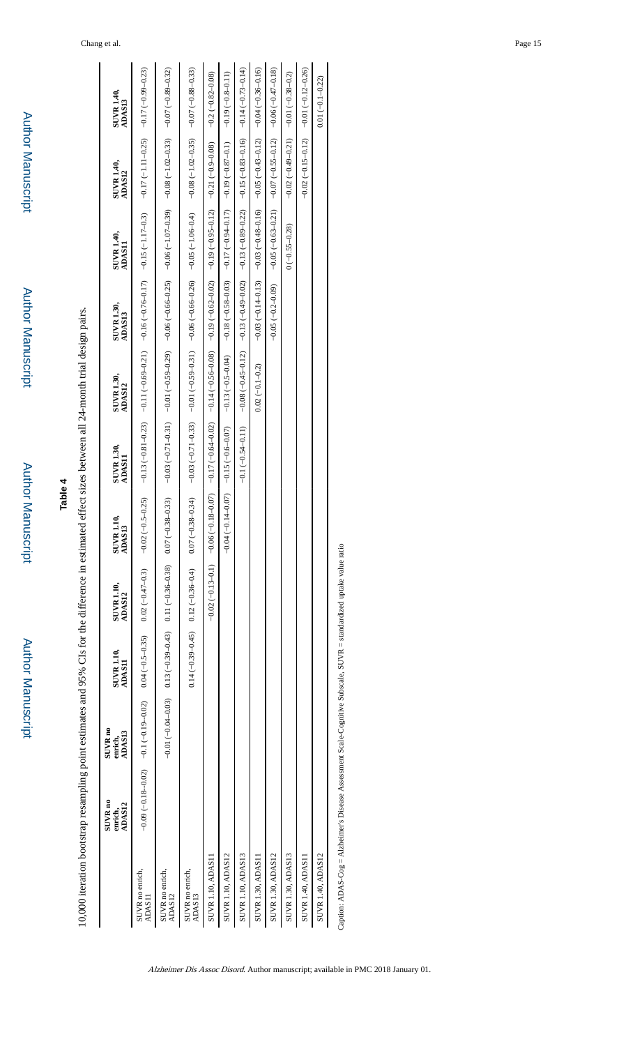## Table 4

10,000 iteration bootstrap resampling point estimates and 95% CIs for the difference in estimated effect sizes between all 24-month trial design pairs.

| | SUVR no enrich, ADAS12 | SUVR no enrich, ADAS13 | SUVR 1.10, ADAS11 | SUVR 1.10, ADAS12 | SUVR 1.10, ADAS13 | SUVR 1.30, ADAS11 | SUVR 1.30, ADAS12 | SUVR 1.30, ADAS13 | SUVR 1.40, ADAS11 | SUVR 1.40, ADAS12 | SUVR 1.40, ADAS13 |
|---|---|---|---|---|---|---|---|---|---|---|---|
| SUVR no enrich, ADAS11 | −0.09 (−0.18–0.02) | −0.1 (−0.19–0.02) | 0.04 (−0.5–0.35) | 0.02 (−0.47–0.3) | −0.02 (−0.5–0.25) | −0.13 (−0.81–0.23) | −0.11 (−0.69–0.21) | −0.16 (−0.76–0.17) | −0.15 (−1.17–0.3) | −0.17 (−1.11–0.25) | −0.17 (−0.99–0.23) |
| SUVR no enrich, ADAS12 | | −0.01 (−0.04–0.03) | 0.13 (−0.39–0.43) | 0.11 (−0.36–0.38) | 0.07 (−0.38–0.33) | −0.03 (−0.71–0.31) | −0.01 (−0.59–0.29) | −0.06 (−0.66–0.25) | −0.06 (−1.07–0.39) | −0.08 (−1.02–0.33) | −0.07 (−0.89–0.32) |
| SUVR no enrich, ADAS13 | | | 0.14 (−0.39–0.45) | 0.12 (−0.36–0.4) | 0.07 (−0.38–0.34) | −0.03 (−0.71–0.33) | −0.01 (−0.59–0.31) | −0.06 (−0.66–0.26) | −0.05 (−1.06–0.4) | −0.08 (−1.02–0.35) | −0.07 (−0.88–0.33) |
| SUVR 1.10, ADAS11 | | | | −0.02 (−0.13–0.1) | −0.06 (−0.18–0.07) | −0.17 (−0.64–0.02) | −0.14 (−0.56–0.08) | −0.19 (−0.62–0.02) | −0.19 (−0.95–0.12) | −0.21 (−0.9–0.08) | −0.2 (−0.82–0.08) |
| SUVR 1.10, ADAS12 | | | | | −0.04 (−0.14–0.07) | −0.15 (−0.6–0.07) | −0.13 (−0.5–0.04) | −0.18 (−0.58–0.03) | −0.17 (−0.94–0.17) | −0.19 (−0.87–0.1) | −0.19 (−0.8–0.11) |
| SUVR 1.10, ADAS13 | | | | | | −0.1 (−0.54–0.11) | −0.08 (−0.45–0.12) | −0.13 (−0.49–0.02) | −0.13 (−0.89–0.22) | −0.15 (−0.83–0.16) | −0.14 (−0.73–0.14) |
| SUVR 1.30, ADAS11 | | | | | | | 0.02 (−0.1–0.2) | −0.03 (−0.14–0.13) | −0.03 (−0.48–0.16) | −0.05 (−0.43–0.12) | −0.04 (−0.36–0.16) |
| SUVR 1.30, ADAS12 | | | | | | | | −0.05 (−0.2–0.09) | −0.05 (−0.63–0.21) | −0.07 (−0.55–0.12) | −0.06 (−0.47–0.18) |
| SUVR 1.30, ADAS13 | | | | | | | | | 0 (−0.55–0.28) | −0.02 (−0.49–0.21) | −0.01 (−0.38–0.2) |
| SUVR 1.40, ADAS11 | | | | | | | | | | −0.02 (−0.15–0.12) | −0.01 (−0.12–0.26) |
| SUVR 1.40, ADAS12 | | | | | | | | | | | 0.01 (−0.1–0.22) |

Caption: ADAS-Cog = Alzheimer's Disease Assessment Scale-Cognitive Subscale, SUVR = standardized uptake value ratio